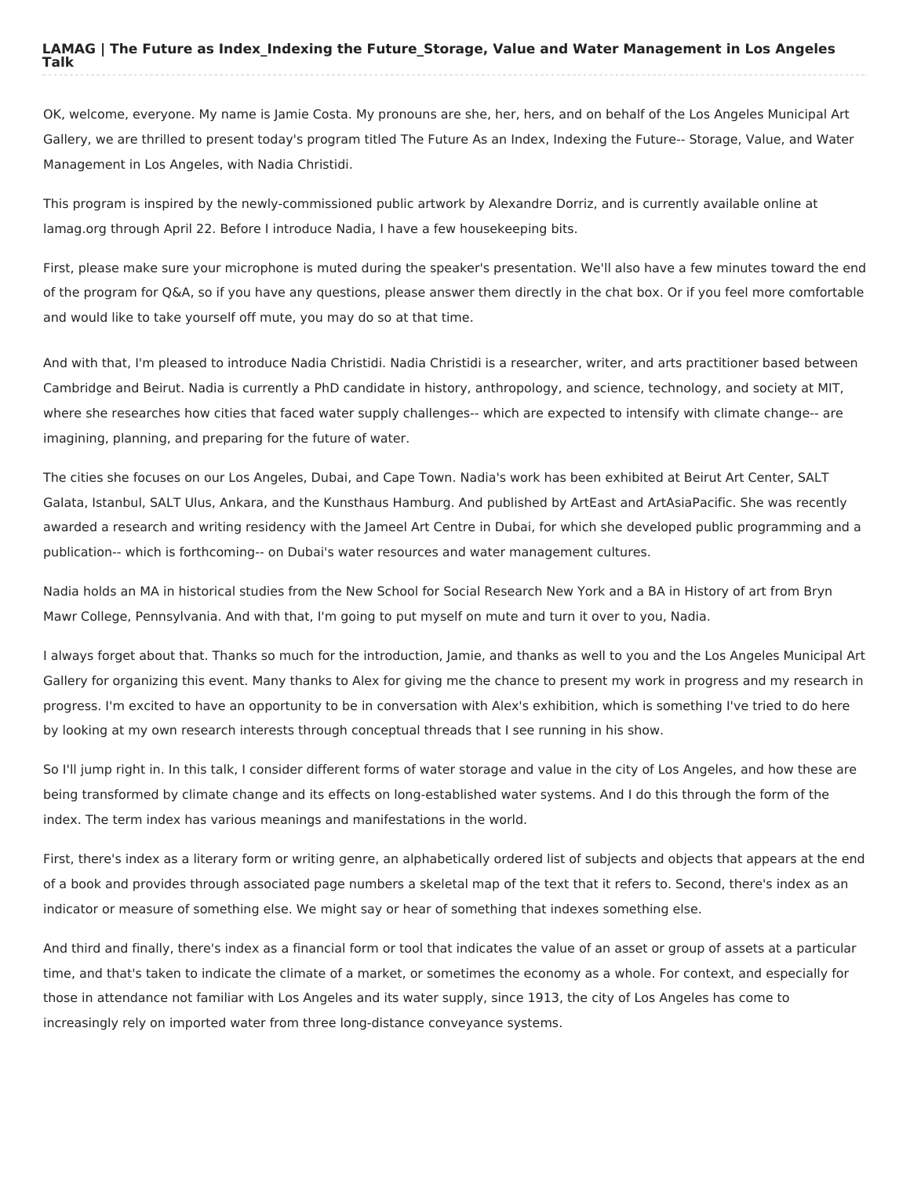# LAMAG | The Future as Index_Indexing the Future_Storage, Value and Water Management in Los Angeles Talk

OK, welcome, everyone. My name is Jamie Costa. My pronouns are she, her, hers, and on behalf of the Los Angeles Municipal Art Gallery, we are thrilled to present today's program titled The Future As an Index, Indexing the Future-- Storage, Value, and Water Management in Los Angeles, with Nadia Christidi.

This program is inspired by the newly-commissioned public artwork by Alexandre Dorriz, and is currently available online at lamag.org through April 22. Before I introduce Nadia, I have a few housekeeping bits.

First, please make sure your microphone is muted during the speaker's presentation. We'll also have a few minutes toward the end of the program for Q&A, so if you have any questions, please answer them directly in the chat box. Or if you feel more comfortable and would like to take yourself off mute, you may do so at that time.

And with that, I'm pleased to introduce Nadia Christidi. Nadia Christidi is a researcher, writer, and arts practitioner based between Cambridge and Beirut. Nadia is currently a PhD candidate in history, anthropology, and science, technology, and society at MIT, where she researches how cities that faced water supply challenges-- which are expected to intensify with climate change-- are imagining, planning, and preparing for the future of water.

The cities she focuses on our Los Angeles, Dubai, and Cape Town. Nadia's work has been exhibited at Beirut Art Center, SALT Galata, Istanbul, SALT Ulus, Ankara, and the Kunsthaus Hamburg. And published by ArtEast and ArtAsiaPacific. She was recently awarded a research and writing residency with the Jameel Art Centre in Dubai, for which she developed public programming and a publication-- which is forthcoming-- on Dubai's water resources and water management cultures.

Nadia holds an MA in historical studies from the New School for Social Research New York and a BA in History of art from Bryn Mawr College, Pennsylvania. And with that, I'm going to put myself on mute and turn it over to you, Nadia.

I always forget about that. Thanks so much for the introduction, Jamie, and thanks as well to you and the Los Angeles Municipal Art Gallery for organizing this event. Many thanks to Alex for giving me the chance to present my work in progress and my research in progress. I'm excited to have an opportunity to be in conversation with Alex's exhibition, which is something I've tried to do here by looking at my own research interests through conceptual threads that I see running in his show.

So I'll jump right in. In this talk, I consider different forms of water storage and value in the city of Los Angeles, and how these are being transformed by climate change and its effects on long-established water systems. And I do this through the form of the index. The term index has various meanings and manifestations in the world.

First, there's index as a literary form or writing genre, an alphabetically ordered list of subjects and objects that appears at the end of a book and provides through associated page numbers a skeletal map of the text that it refers to. Second, there's index as an indicator or measure of something else. We might say or hear of something that indexes something else.

And third and finally, there's index as a financial form or tool that indicates the value of an asset or group of assets at a particular time, and that's taken to indicate the climate of a market, or sometimes the economy as a whole. For context, and especially for those in attendance not familiar with Los Angeles and its water supply, since 1913, the city of Los Angeles has come to increasingly rely on imported water from three long-distance conveyance systems.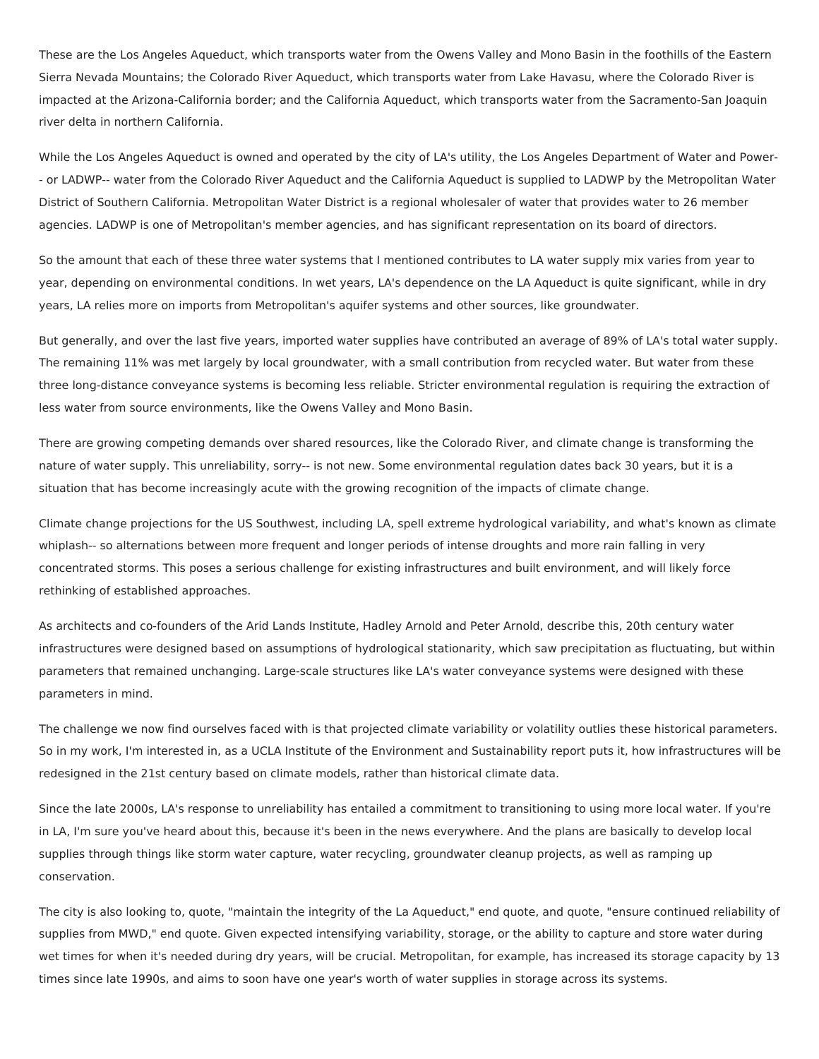These are the Los Angeles Aqueduct, which transports water from the Owens Valley and Mono Basin in the foothills of the Eastern Sierra Nevada Mountains; the Colorado River Aqueduct, which transports water from Lake Havasu, where the Colorado River is impacted at the Arizona-California border; and the California Aqueduct, which transports water from the Sacramento-San Joaquin river delta in northern California.

While the Los Angeles Aqueduct is owned and operated by the city of LA's utility, the Los Angeles Department of Water and Power-- or LADWP-- water from the Colorado River Aqueduct and the California Aqueduct is supplied to LADWP by the Metropolitan Water District of Southern California. Metropolitan Water District is a regional wholesaler of water that provides water to 26 member agencies. LADWP is one of Metropolitan's member agencies, and has significant representation on its board of directors.

So the amount that each of these three water systems that I mentioned contributes to LA water supply mix varies from year to year, depending on environmental conditions. In wet years, LA's dependence on the LA Aqueduct is quite significant, while in dry years, LA relies more on imports from Metropolitan's aquifer systems and other sources, like groundwater.

But generally, and over the last five years, imported water supplies have contributed an average of 89% of LA's total water supply. The remaining 11% was met largely by local groundwater, with a small contribution from recycled water. But water from these three long-distance conveyance systems is becoming less reliable. Stricter environmental regulation is requiring the extraction of less water from source environments, like the Owens Valley and Mono Basin.

There are growing competing demands over shared resources, like the Colorado River, and climate change is transforming the nature of water supply. This unreliability, sorry-- is not new. Some environmental regulation dates back 30 years, but it is a situation that has become increasingly acute with the growing recognition of the impacts of climate change.

Climate change projections for the US Southwest, including LA, spell extreme hydrological variability, and what's known as climate whiplash-- so alternations between more frequent and longer periods of intense droughts and more rain falling in very concentrated storms. This poses a serious challenge for existing infrastructures and built environment, and will likely force rethinking of established approaches.

As architects and co-founders of the Arid Lands Institute, Hadley Arnold and Peter Arnold, describe this, 20th century water infrastructures were designed based on assumptions of hydrological stationarity, which saw precipitation as fluctuating, but within parameters that remained unchanging. Large-scale structures like LA's water conveyance systems were designed with these parameters in mind.

The challenge we now find ourselves faced with is that projected climate variability or volatility outlies these historical parameters. So in my work, I'm interested in, as a UCLA Institute of the Environment and Sustainability report puts it, how infrastructures will be redesigned in the 21st century based on climate models, rather than historical climate data.

Since the late 2000s, LA's response to unreliability has entailed a commitment to transitioning to using more local water. If you're in LA, I'm sure you've heard about this, because it's been in the news everywhere. And the plans are basically to develop local supplies through things like storm water capture, water recycling, groundwater cleanup projects, as well as ramping up conservation.

The city is also looking to, quote, "maintain the integrity of the La Aqueduct," end quote, and quote, "ensure continued reliability of supplies from MWD," end quote. Given expected intensifying variability, storage, or the ability to capture and store water during wet times for when it's needed during dry years, will be crucial. Metropolitan, for example, has increased its storage capacity by 13 times since late 1990s, and aims to soon have one year's worth of water supplies in storage across its systems.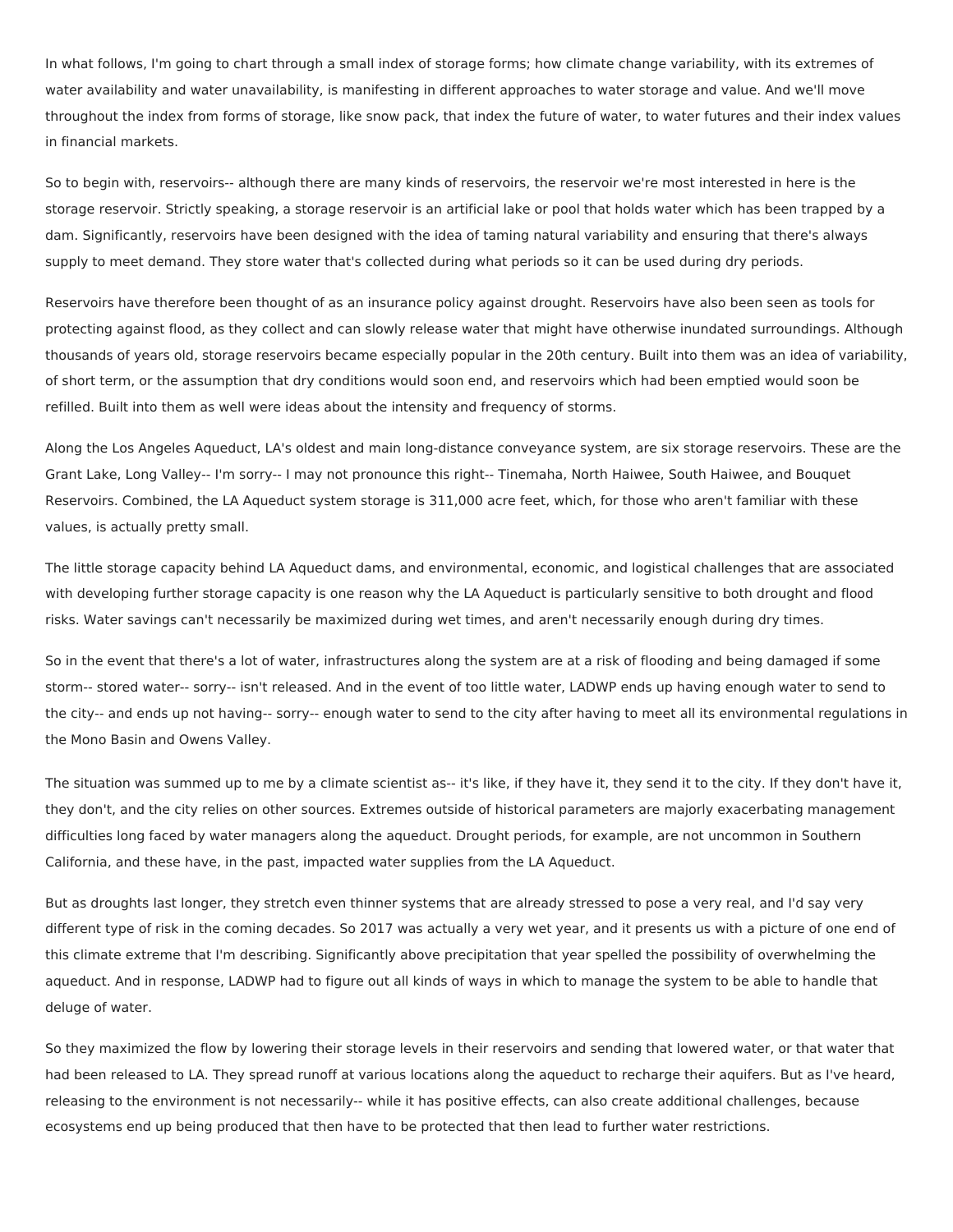In what follows, I'm going to chart through a small index of storage forms; how climate change variability, with its extremes of water availability and water unavailability, is manifesting in different approaches to water storage and value. And we'll move throughout the index from forms of storage, like snow pack, that index the future of water, to water futures and their index values in financial markets.

So to begin with, reservoirs-- although there are many kinds of reservoirs, the reservoir we're most interested in here is the storage reservoir. Strictly speaking, a storage reservoir is an artificial lake or pool that holds water which has been trapped by a dam. Significantly, reservoirs have been designed with the idea of taming natural variability and ensuring that there's always supply to meet demand. They store water that's collected during what periods so it can be used during dry periods.

Reservoirs have therefore been thought of as an insurance policy against drought. Reservoirs have also been seen as tools for protecting against flood, as they collect and can slowly release water that might have otherwise inundated surroundings. Although thousands of years old, storage reservoirs became especially popular in the 20th century. Built into them was an idea of variability, of short term, or the assumption that dry conditions would soon end, and reservoirs which had been emptied would soon be refilled. Built into them as well were ideas about the intensity and frequency of storms.

Along the Los Angeles Aqueduct, LA's oldest and main long-distance conveyance system, are six storage reservoirs. These are the Grant Lake, Long Valley-- I'm sorry-- I may not pronounce this right-- Tinemaha, North Haiwee, South Haiwee, and Bouquet Reservoirs. Combined, the LA Aqueduct system storage is 311,000 acre feet, which, for those who aren't familiar with these values, is actually pretty small.

The little storage capacity behind LA Aqueduct dams, and environmental, economic, and logistical challenges that are associated with developing further storage capacity is one reason why the LA Aqueduct is particularly sensitive to both drought and flood risks. Water savings can't necessarily be maximized during wet times, and aren't necessarily enough during dry times.

So in the event that there's a lot of water, infrastructures along the system are at a risk of flooding and being damaged if some storm-- stored water-- sorry-- isn't released. And in the event of too little water, LADWP ends up having enough water to send to the city-- and ends up not having-- sorry-- enough water to send to the city after having to meet all its environmental regulations in the Mono Basin and Owens Valley.

The situation was summed up to me by a climate scientist as-- it's like, if they have it, they send it to the city. If they don't have it, they don't, and the city relies on other sources. Extremes outside of historical parameters are majorly exacerbating management difficulties long faced by water managers along the aqueduct. Drought periods, for example, are not uncommon in Southern California, and these have, in the past, impacted water supplies from the LA Aqueduct.

But as droughts last longer, they stretch even thinner systems that are already stressed to pose a very real, and I'd say very different type of risk in the coming decades. So 2017 was actually a very wet year, and it presents us with a picture of one end of this climate extreme that I'm describing. Significantly above precipitation that year spelled the possibility of overwhelming the aqueduct. And in response, LADWP had to figure out all kinds of ways in which to manage the system to be able to handle that deluge of water.

So they maximized the flow by lowering their storage levels in their reservoirs and sending that lowered water, or that water that had been released to LA. They spread runoff at various locations along the aqueduct to recharge their aquifers. But as I've heard, releasing to the environment is not necessarily-- while it has positive effects, can also create additional challenges, because ecosystems end up being produced that then have to be protected that then lead to further water restrictions.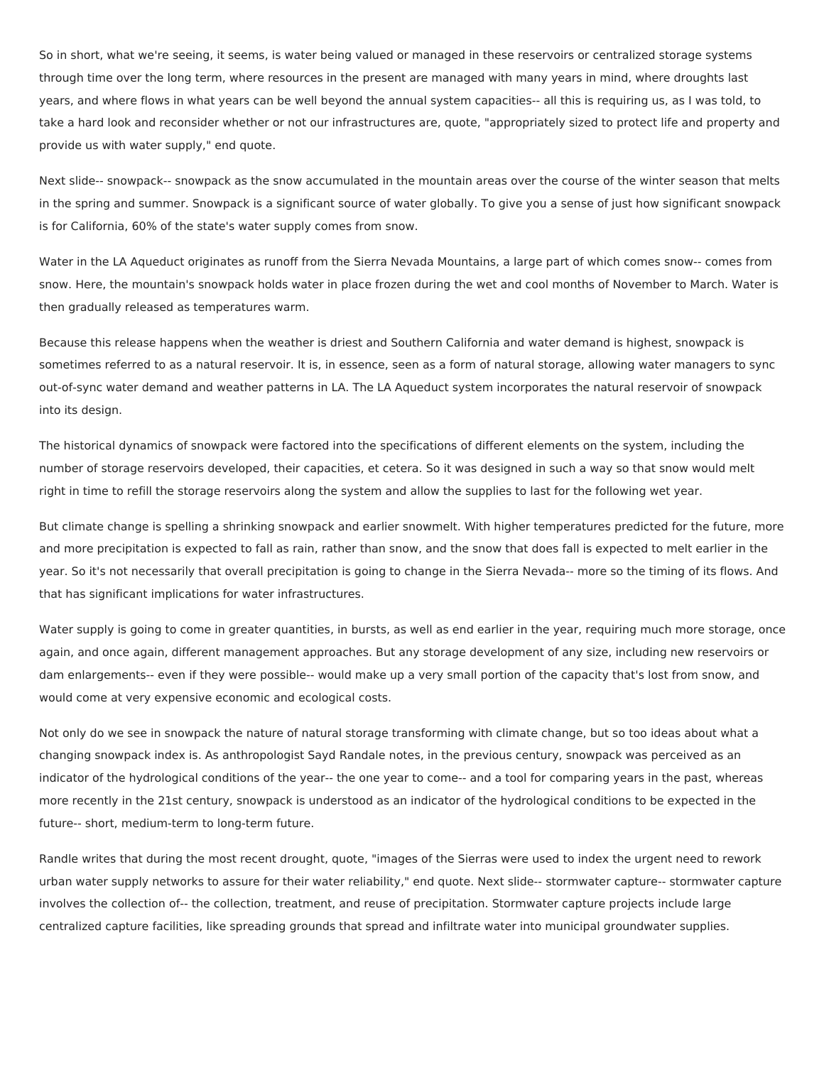So in short, what we're seeing, it seems, is water being valued or managed in these reservoirs or centralized storage systems through time over the long term, where resources in the present are managed with many years in mind, where droughts last years, and where flows in what years can be well beyond the annual system capacities-- all this is requiring us, as I was told, to take a hard look and reconsider whether or not our infrastructures are, quote, "appropriately sized to protect life and property and provide us with water supply," end quote.

Next slide-- snowpack-- snowpack as the snow accumulated in the mountain areas over the course of the winter season that melts in the spring and summer. Snowpack is a significant source of water globally. To give you a sense of just how significant snowpack is for California, 60% of the state's water supply comes from snow.

Water in the LA Aqueduct originates as runoff from the Sierra Nevada Mountains, a large part of which comes snow-- comes from snow. Here, the mountain's snowpack holds water in place frozen during the wet and cool months of November to March. Water is then gradually released as temperatures warm.

Because this release happens when the weather is driest and Southern California and water demand is highest, snowpack is sometimes referred to as a natural reservoir. It is, in essence, seen as a form of natural storage, allowing water managers to sync out-of-sync water demand and weather patterns in LA. The LA Aqueduct system incorporates the natural reservoir of snowpack into its design.

The historical dynamics of snowpack were factored into the specifications of different elements on the system, including the number of storage reservoirs developed, their capacities, et cetera. So it was designed in such a way so that snow would melt right in time to refill the storage reservoirs along the system and allow the supplies to last for the following wet year.

But climate change is spelling a shrinking snowpack and earlier snowmelt. With higher temperatures predicted for the future, more and more precipitation is expected to fall as rain, rather than snow, and the snow that does fall is expected to melt earlier in the year. So it's not necessarily that overall precipitation is going to change in the Sierra Nevada-- more so the timing of its flows. And that has significant implications for water infrastructures.

Water supply is going to come in greater quantities, in bursts, as well as end earlier in the year, requiring much more storage, once again, and once again, different management approaches. But any storage development of any size, including new reservoirs or dam enlargements-- even if they were possible-- would make up a very small portion of the capacity that's lost from snow, and would come at very expensive economic and ecological costs.

Not only do we see in snowpack the nature of natural storage transforming with climate change, but so too ideas about what a changing snowpack index is. As anthropologist Sayd Randale notes, in the previous century, snowpack was perceived as an indicator of the hydrological conditions of the year-- the one year to come-- and a tool for comparing years in the past, whereas more recently in the 21st century, snowpack is understood as an indicator of the hydrological conditions to be expected in the future-- short, medium-term to long-term future.

Randle writes that during the most recent drought, quote, "images of the Sierras were used to index the urgent need to rework urban water supply networks to assure for their water reliability," end quote. Next slide-- stormwater capture-- stormwater capture involves the collection of-- the collection, treatment, and reuse of precipitation. Stormwater capture projects include large centralized capture facilities, like spreading grounds that spread and infiltrate water into municipal groundwater supplies.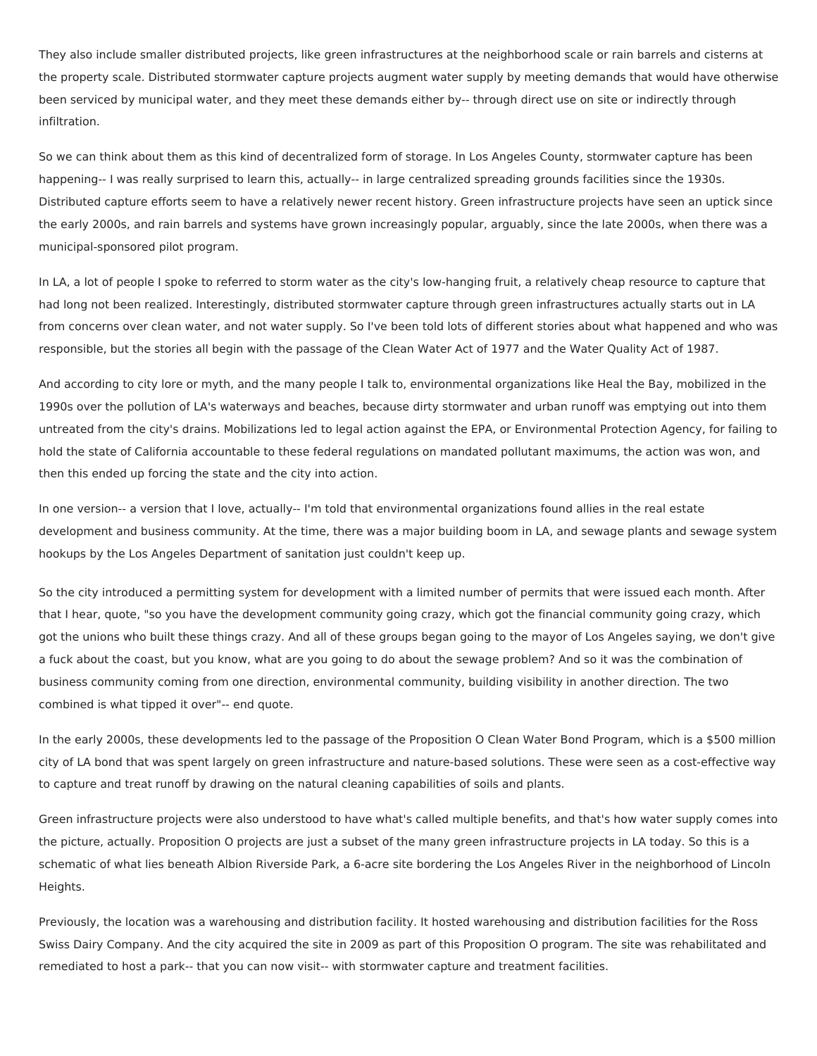They also include smaller distributed projects, like green infrastructures at the neighborhood scale or rain barrels and cisterns at the property scale. Distributed stormwater capture projects augment water supply by meeting demands that would have otherwise been serviced by municipal water, and they meet these demands either by-- through direct use on site or indirectly through infiltration.

So we can think about them as this kind of decentralized form of storage. In Los Angeles County, stormwater capture has been happening-- I was really surprised to learn this, actually-- in large centralized spreading grounds facilities since the 1930s. Distributed capture efforts seem to have a relatively newer recent history. Green infrastructure projects have seen an uptick since the early 2000s, and rain barrels and systems have grown increasingly popular, arguably, since the late 2000s, when there was a municipal-sponsored pilot program.

In LA, a lot of people I spoke to referred to storm water as the city's low-hanging fruit, a relatively cheap resource to capture that had long not been realized. Interestingly, distributed stormwater capture through green infrastructures actually starts out in LA from concerns over clean water, and not water supply. So I've been told lots of different stories about what happened and who was responsible, but the stories all begin with the passage of the Clean Water Act of 1977 and the Water Quality Act of 1987.

And according to city lore or myth, and the many people I talk to, environmental organizations like Heal the Bay, mobilized in the 1990s over the pollution of LA's waterways and beaches, because dirty stormwater and urban runoff was emptying out into them untreated from the city's drains. Mobilizations led to legal action against the EPA, or Environmental Protection Agency, for failing to hold the state of California accountable to these federal regulations on mandated pollutant maximums, the action was won, and then this ended up forcing the state and the city into action.

In one version-- a version that I love, actually-- I'm told that environmental organizations found allies in the real estate development and business community. At the time, there was a major building boom in LA, and sewage plants and sewage system hookups by the Los Angeles Department of sanitation just couldn't keep up.

So the city introduced a permitting system for development with a limited number of permits that were issued each month. After that I hear, quote, "so you have the development community going crazy, which got the financial community going crazy, which got the unions who built these things crazy. And all of these groups began going to the mayor of Los Angeles saying, we don't give a fuck about the coast, but you know, what are you going to do about the sewage problem? And so it was the combination of business community coming from one direction, environmental community, building visibility in another direction. The two combined is what tipped it over"-- end quote.

In the early 2000s, these developments led to the passage of the Proposition O Clean Water Bond Program, which is a $500 million city of LA bond that was spent largely on green infrastructure and nature-based solutions. These were seen as a cost-effective way to capture and treat runoff by drawing on the natural cleaning capabilities of soils and plants.

Green infrastructure projects were also understood to have what's called multiple benefits, and that's how water supply comes into the picture, actually. Proposition O projects are just a subset of the many green infrastructure projects in LA today. So this is a schematic of what lies beneath Albion Riverside Park, a 6-acre site bordering the Los Angeles River in the neighborhood of Lincoln Heights.

Previously, the location was a warehousing and distribution facility. It hosted warehousing and distribution facilities for the Ross Swiss Dairy Company. And the city acquired the site in 2009 as part of this Proposition O program. The site was rehabilitated and remediated to host a park-- that you can now visit-- with stormwater capture and treatment facilities.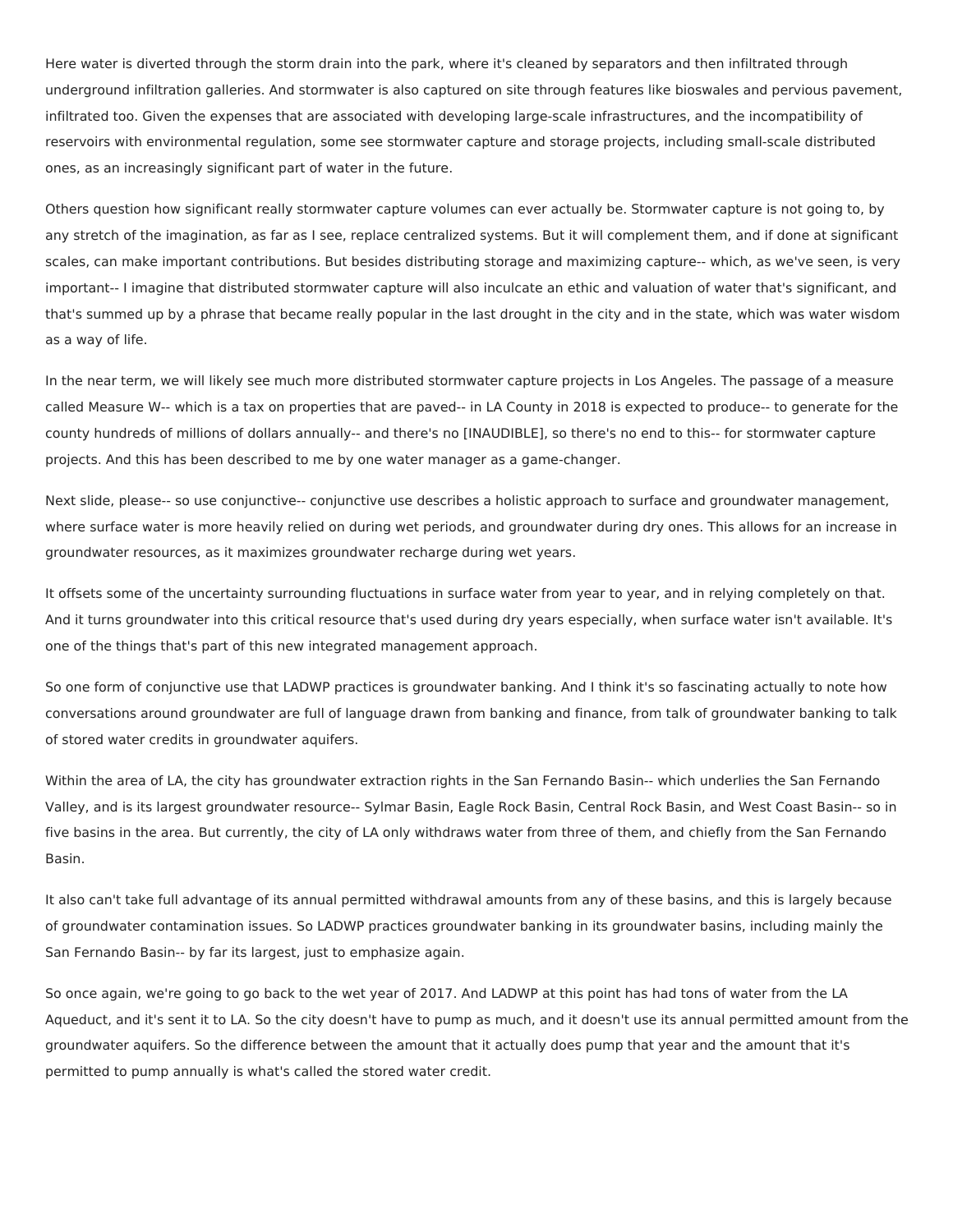Here water is diverted through the storm drain into the park, where it's cleaned by separators and then infiltrated through underground infiltration galleries. And stormwater is also captured on site through features like bioswales and pervious pavement, infiltrated too. Given the expenses that are associated with developing large-scale infrastructures, and the incompatibility of reservoirs with environmental regulation, some see stormwater capture and storage projects, including small-scale distributed ones, as an increasingly significant part of water in the future.

Others question how significant really stormwater capture volumes can ever actually be. Stormwater capture is not going to, by any stretch of the imagination, as far as I see, replace centralized systems. But it will complement them, and if done at significant scales, can make important contributions. But besides distributing storage and maximizing capture-- which, as we've seen, is very important-- I imagine that distributed stormwater capture will also inculcate an ethic and valuation of water that's significant, and that's summed up by a phrase that became really popular in the last drought in the city and in the state, which was water wisdom as a way of life.

In the near term, we will likely see much more distributed stormwater capture projects in Los Angeles. The passage of a measure called Measure W-- which is a tax on properties that are paved-- in LA County in 2018 is expected to produce-- to generate for the county hundreds of millions of dollars annually-- and there's no [INAUDIBLE], so there's no end to this-- for stormwater capture projects. And this has been described to me by one water manager as a game-changer.

Next slide, please-- so use conjunctive-- conjunctive use describes a holistic approach to surface and groundwater management, where surface water is more heavily relied on during wet periods, and groundwater during dry ones. This allows for an increase in groundwater resources, as it maximizes groundwater recharge during wet years.

It offsets some of the uncertainty surrounding fluctuations in surface water from year to year, and in relying completely on that. And it turns groundwater into this critical resource that's used during dry years especially, when surface water isn't available. It's one of the things that's part of this new integrated management approach.

So one form of conjunctive use that LADWP practices is groundwater banking. And I think it's so fascinating actually to note how conversations around groundwater are full of language drawn from banking and finance, from talk of groundwater banking to talk of stored water credits in groundwater aquifers.

Within the area of LA, the city has groundwater extraction rights in the San Fernando Basin-- which underlies the San Fernando Valley, and is its largest groundwater resource-- Sylmar Basin, Eagle Rock Basin, Central Rock Basin, and West Coast Basin-- so in five basins in the area. But currently, the city of LA only withdraws water from three of them, and chiefly from the San Fernando Basin.

It also can't take full advantage of its annual permitted withdrawal amounts from any of these basins, and this is largely because of groundwater contamination issues. So LADWP practices groundwater banking in its groundwater basins, including mainly the San Fernando Basin-- by far its largest, just to emphasize again.

So once again, we're going to go back to the wet year of 2017. And LADWP at this point has had tons of water from the LA Aqueduct, and it's sent it to LA. So the city doesn't have to pump as much, and it doesn't use its annual permitted amount from the groundwater aquifers. So the difference between the amount that it actually does pump that year and the amount that it's permitted to pump annually is what's called the stored water credit.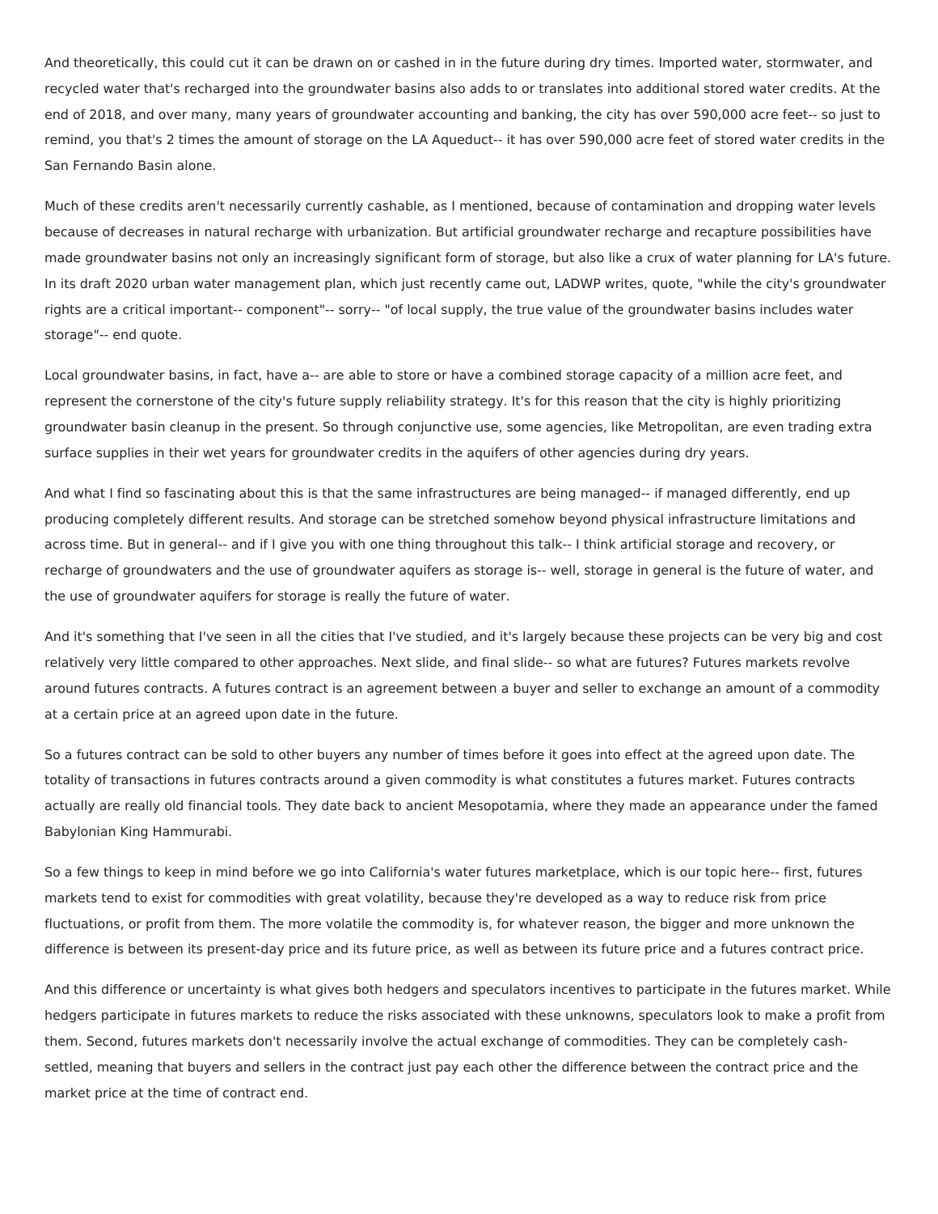And theoretically, this could cut it can be drawn on or cashed in in the future during dry times. Imported water, stormwater, and recycled water that's recharged into the groundwater basins also adds to or translates into additional stored water credits. At the end of 2018, and over many, many years of groundwater accounting and banking, the city has over 590,000 acre feet-- so just to remind, you that's 2 times the amount of storage on the LA Aqueduct-- it has over 590,000 acre feet of stored water credits in the San Fernando Basin alone.

Much of these credits aren't necessarily currently cashable, as I mentioned, because of contamination and dropping water levels because of decreases in natural recharge with urbanization. But artificial groundwater recharge and recapture possibilities have made groundwater basins not only an increasingly significant form of storage, but also like a crux of water planning for LA's future. In its draft 2020 urban water management plan, which just recently came out, LADWP writes, quote, "while the city's groundwater rights are a critical important-- component"-- sorry-- "of local supply, the true value of the groundwater basins includes water storage"-- end quote.

Local groundwater basins, in fact, have a-- are able to store or have a combined storage capacity of a million acre feet, and represent the cornerstone of the city's future supply reliability strategy. It's for this reason that the city is highly prioritizing groundwater basin cleanup in the present. So through conjunctive use, some agencies, like Metropolitan, are even trading extra surface supplies in their wet years for groundwater credits in the aquifers of other agencies during dry years.

And what I find so fascinating about this is that the same infrastructures are being managed-- if managed differently, end up producing completely different results. And storage can be stretched somehow beyond physical infrastructure limitations and across time. But in general-- and if I give you with one thing throughout this talk-- I think artificial storage and recovery, or recharge of groundwaters and the use of groundwater aquifers as storage is-- well, storage in general is the future of water, and the use of groundwater aquifers for storage is really the future of water.

And it's something that I've seen in all the cities that I've studied, and it's largely because these projects can be very big and cost relatively very little compared to other approaches. Next slide, and final slide-- so what are futures? Futures markets revolve around futures contracts. A futures contract is an agreement between a buyer and seller to exchange an amount of a commodity at a certain price at an agreed upon date in the future.

So a futures contract can be sold to other buyers any number of times before it goes into effect at the agreed upon date. The totality of transactions in futures contracts around a given commodity is what constitutes a futures market. Futures contracts actually are really old financial tools. They date back to ancient Mesopotamia, where they made an appearance under the famed Babylonian King Hammurabi.

So a few things to keep in mind before we go into California's water futures marketplace, which is our topic here-- first, futures markets tend to exist for commodities with great volatility, because they're developed as a way to reduce risk from price fluctuations, or profit from them. The more volatile the commodity is, for whatever reason, the bigger and more unknown the difference is between its present-day price and its future price, as well as between its future price and a futures contract price.

And this difference or uncertainty is what gives both hedgers and speculators incentives to participate in the futures market. While hedgers participate in futures markets to reduce the risks associated with these unknowns, speculators look to make a profit from them. Second, futures markets don't necessarily involve the actual exchange of commodities. They can be completely cash-settled, meaning that buyers and sellers in the contract just pay each other the difference between the contract price and the market price at the time of contract end.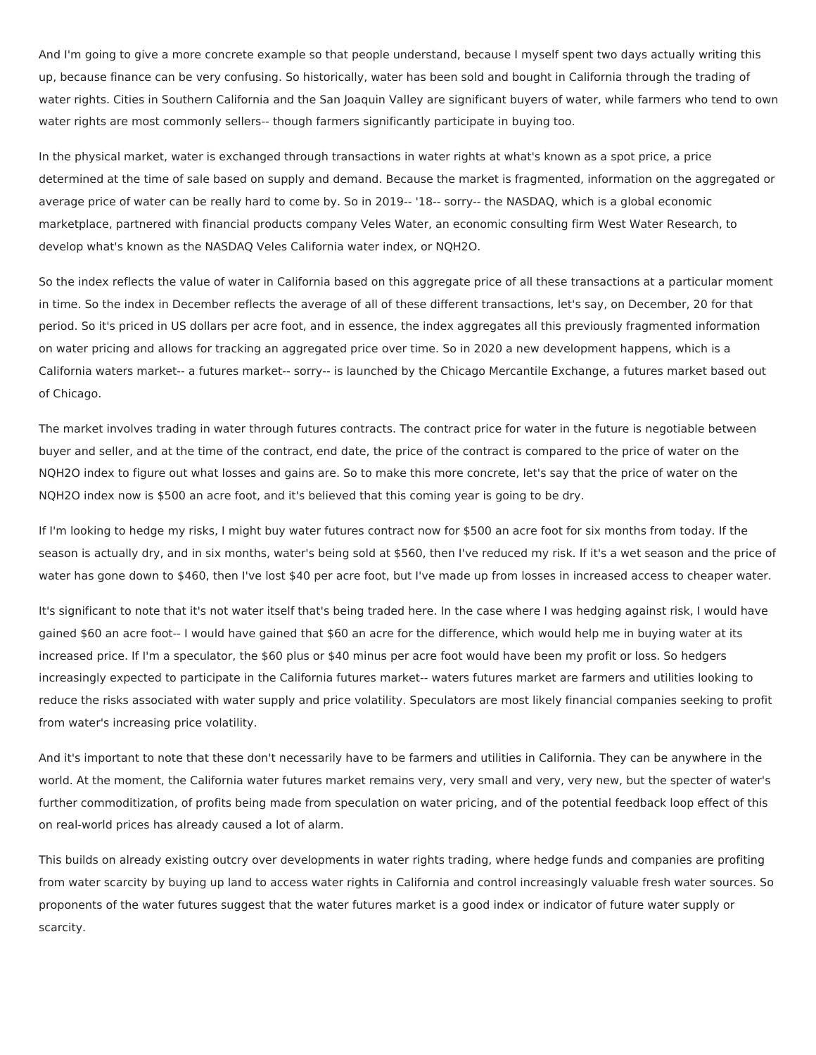And I'm going to give a more concrete example so that people understand, because I myself spent two days actually writing this up, because finance can be very confusing. So historically, water has been sold and bought in California through the trading of water rights. Cities in Southern California and the San Joaquin Valley are significant buyers of water, while farmers who tend to own water rights are most commonly sellers-- though farmers significantly participate in buying too.

In the physical market, water is exchanged through transactions in water rights at what's known as a spot price, a price determined at the time of sale based on supply and demand. Because the market is fragmented, information on the aggregated or average price of water can be really hard to come by. So in 2019-- '18-- sorry-- the NASDAQ, which is a global economic marketplace, partnered with financial products company Veles Water, an economic consulting firm West Water Research, to develop what's known as the NASDAQ Veles California water index, or NQH2O.

So the index reflects the value of water in California based on this aggregate price of all these transactions at a particular moment in time. So the index in December reflects the average of all of these different transactions, let's say, on December, 20 for that period. So it's priced in US dollars per acre foot, and in essence, the index aggregates all this previously fragmented information on water pricing and allows for tracking an aggregated price over time. So in 2020 a new development happens, which is a California waters market-- a futures market-- sorry-- is launched by the Chicago Mercantile Exchange, a futures market based out of Chicago.

The market involves trading in water through futures contracts. The contract price for water in the future is negotiable between buyer and seller, and at the time of the contract, end date, the price of the contract is compared to the price of water on the NQH2O index to figure out what losses and gains are. So to make this more concrete, let's say that the price of water on the NQH2O index now is $500 an acre foot, and it's believed that this coming year is going to be dry.

If I'm looking to hedge my risks, I might buy water futures contract now for $500 an acre foot for six months from today. If the season is actually dry, and in six months, water's being sold at $560, then I've reduced my risk. If it's a wet season and the price of water has gone down to $460, then I've lost $40 per acre foot, but I've made up from losses in increased access to cheaper water.

It's significant to note that it's not water itself that's being traded here. In the case where I was hedging against risk, I would have gained $60 an acre foot-- I would have gained that $60 an acre for the difference, which would help me in buying water at its increased price. If I'm a speculator, the $60 plus or $40 minus per acre foot would have been my profit or loss. So hedgers increasingly expected to participate in the California futures market-- waters futures market are farmers and utilities looking to reduce the risks associated with water supply and price volatility. Speculators are most likely financial companies seeking to profit from water's increasing price volatility.

And it's important to note that these don't necessarily have to be farmers and utilities in California. They can be anywhere in the world. At the moment, the California water futures market remains very, very small and very, very new, but the specter of water's further commoditization, of profits being made from speculation on water pricing, and of the potential feedback loop effect of this on real-world prices has already caused a lot of alarm.

This builds on already existing outcry over developments in water rights trading, where hedge funds and companies are profiting from water scarcity by buying up land to access water rights in California and control increasingly valuable fresh water sources. So proponents of the water futures suggest that the water futures market is a good index or indicator of future water supply or scarcity.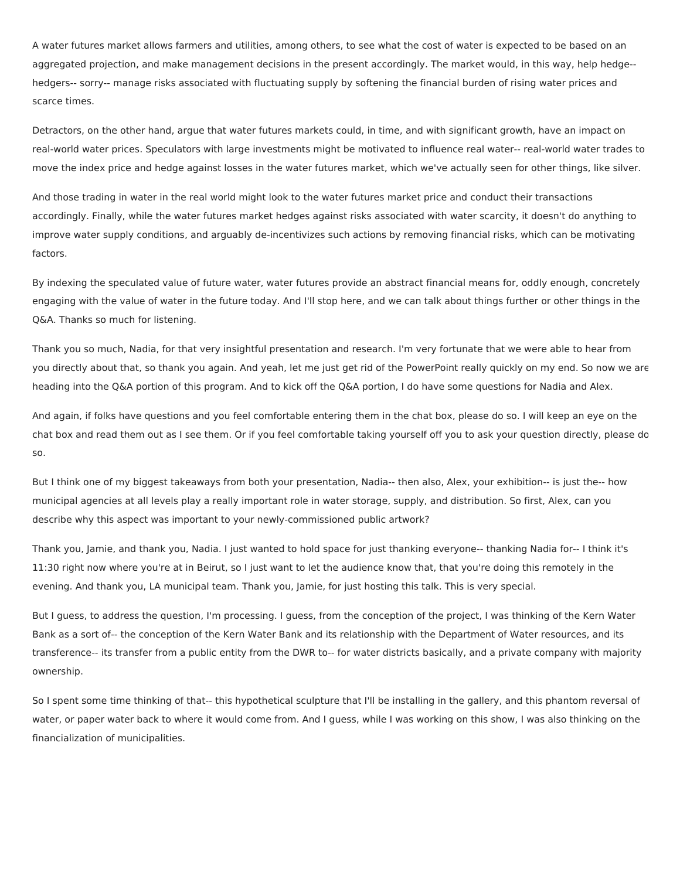A water futures market allows farmers and utilities, among others, to see what the cost of water is expected to be based on an aggregated projection, and make management decisions in the present accordingly. The market would, in this way, help hedge-- hedgers-- sorry-- manage risks associated with fluctuating supply by softening the financial burden of rising water prices and scarce times.

Detractors, on the other hand, argue that water futures markets could, in time, and with significant growth, have an impact on real-world water prices. Speculators with large investments might be motivated to influence real water-- real-world water trades to move the index price and hedge against losses in the water futures market, which we've actually seen for other things, like silver.

And those trading in water in the real world might look to the water futures market price and conduct their transactions accordingly. Finally, while the water futures market hedges against risks associated with water scarcity, it doesn't do anything to improve water supply conditions, and arguably de-incentivizes such actions by removing financial risks, which can be motivating factors.

By indexing the speculated value of future water, water futures provide an abstract financial means for, oddly enough, concretely engaging with the value of water in the future today. And I'll stop here, and we can talk about things further or other things in the Q&A. Thanks so much for listening.

Thank you so much, Nadia, for that very insightful presentation and research. I'm very fortunate that we were able to hear from you directly about that, so thank you again. And yeah, let me just get rid of the PowerPoint really quickly on my end. So now we are heading into the Q&A portion of this program. And to kick off the Q&A portion, I do have some questions for Nadia and Alex.

And again, if folks have questions and you feel comfortable entering them in the chat box, please do so. I will keep an eye on the chat box and read them out as I see them. Or if you feel comfortable taking yourself off you to ask your question directly, please do so.

But I think one of my biggest takeaways from both your presentation, Nadia-- then also, Alex, your exhibition-- is just the-- how municipal agencies at all levels play a really important role in water storage, supply, and distribution. So first, Alex, can you describe why this aspect was important to your newly-commissioned public artwork?

Thank you, Jamie, and thank you, Nadia. I just wanted to hold space for just thanking everyone-- thanking Nadia for-- I think it's 11:30 right now where you're at in Beirut, so I just want to let the audience know that, that you're doing this remotely in the evening. And thank you, LA municipal team. Thank you, Jamie, for just hosting this talk. This is very special.

But I guess, to address the question, I'm processing. I guess, from the conception of the project, I was thinking of the Kern Water Bank as a sort of-- the conception of the Kern Water Bank and its relationship with the Department of Water resources, and its transference-- its transfer from a public entity from the DWR to-- for water districts basically, and a private company with majority ownership.

So I spent some time thinking of that-- this hypothetical sculpture that I'll be installing in the gallery, and this phantom reversal of water, or paper water back to where it would come from. And I guess, while I was working on this show, I was also thinking on the financialization of municipalities.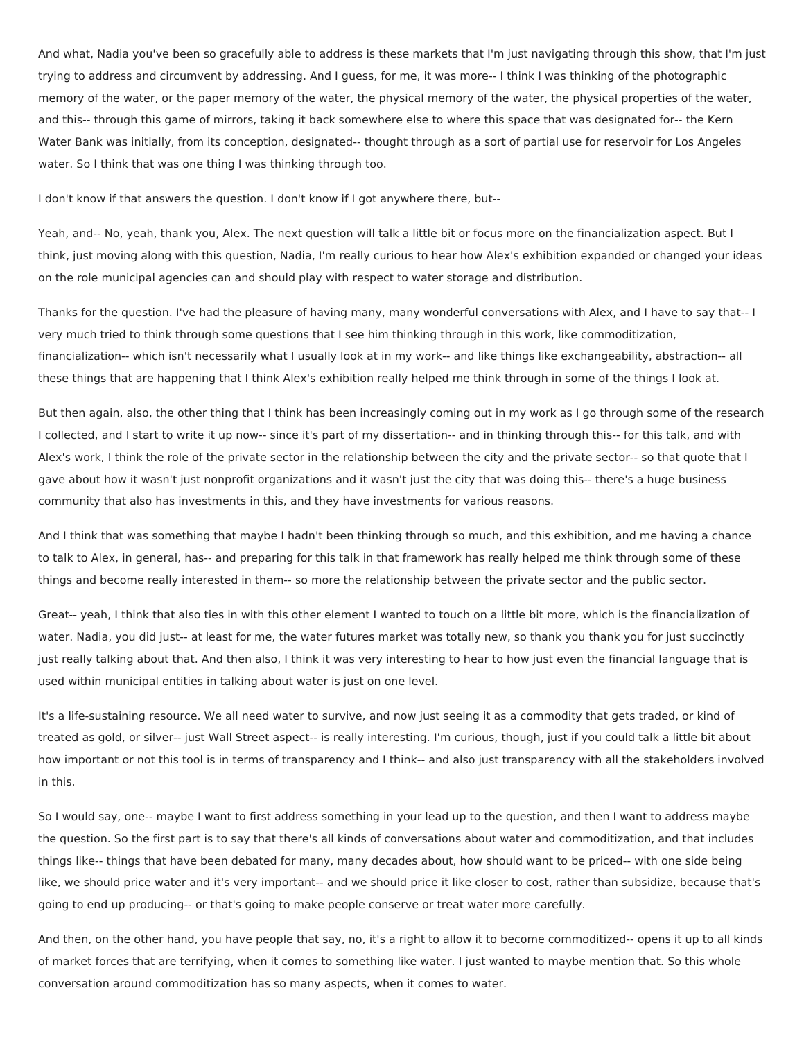And what, Nadia you've been so gracefully able to address is these markets that I'm just navigating through this show, that I'm just trying to address and circumvent by addressing. And I guess, for me, it was more-- I think I was thinking of the photographic memory of the water, or the paper memory of the water, the physical memory of the water, the physical properties of the water, and this-- through this game of mirrors, taking it back somewhere else to where this space that was designated for-- the Kern Water Bank was initially, from its conception, designated-- thought through as a sort of partial use for reservoir for Los Angeles water. So I think that was one thing I was thinking through too.

I don't know if that answers the question. I don't know if I got anywhere there, but--

Yeah, and-- No, yeah, thank you, Alex. The next question will talk a little bit or focus more on the financialization aspect. But I think, just moving along with this question, Nadia, I'm really curious to hear how Alex's exhibition expanded or changed your ideas on the role municipal agencies can and should play with respect to water storage and distribution.

Thanks for the question. I've had the pleasure of having many, many wonderful conversations with Alex, and I have to say that-- I very much tried to think through some questions that I see him thinking through in this work, like commoditization, financialization-- which isn't necessarily what I usually look at in my work-- and like things like exchangeability, abstraction-- all these things that are happening that I think Alex's exhibition really helped me think through in some of the things I look at.

But then again, also, the other thing that I think has been increasingly coming out in my work as I go through some of the research I collected, and I start to write it up now-- since it's part of my dissertation-- and in thinking through this-- for this talk, and with Alex's work, I think the role of the private sector in the relationship between the city and the private sector-- so that quote that I gave about how it wasn't just nonprofit organizations and it wasn't just the city that was doing this-- there's a huge business community that also has investments in this, and they have investments for various reasons.

And I think that was something that maybe I hadn't been thinking through so much, and this exhibition, and me having a chance to talk to Alex, in general, has-- and preparing for this talk in that framework has really helped me think through some of these things and become really interested in them-- so more the relationship between the private sector and the public sector.

Great-- yeah, I think that also ties in with this other element I wanted to touch on a little bit more, which is the financialization of water. Nadia, you did just-- at least for me, the water futures market was totally new, so thank you thank you for just succinctly just really talking about that. And then also, I think it was very interesting to hear to how just even the financial language that is used within municipal entities in talking about water is just on one level.

It's a life-sustaining resource. We all need water to survive, and now just seeing it as a commodity that gets traded, or kind of treated as gold, or silver-- just Wall Street aspect-- is really interesting. I'm curious, though, just if you could talk a little bit about how important or not this tool is in terms of transparency and I think-- and also just transparency with all the stakeholders involved in this.

So I would say, one-- maybe I want to first address something in your lead up to the question, and then I want to address maybe the question. So the first part is to say that there's all kinds of conversations about water and commoditization, and that includes things like-- things that have been debated for many, many decades about, how should want to be priced-- with one side being like, we should price water and it's very important-- and we should price it like closer to cost, rather than subsidize, because that's going to end up producing-- or that's going to make people conserve or treat water more carefully.

And then, on the other hand, you have people that say, no, it's a right to allow it to become commoditized-- opens it up to all kinds of market forces that are terrifying, when it comes to something like water. I just wanted to maybe mention that. So this whole conversation around commoditization has so many aspects, when it comes to water.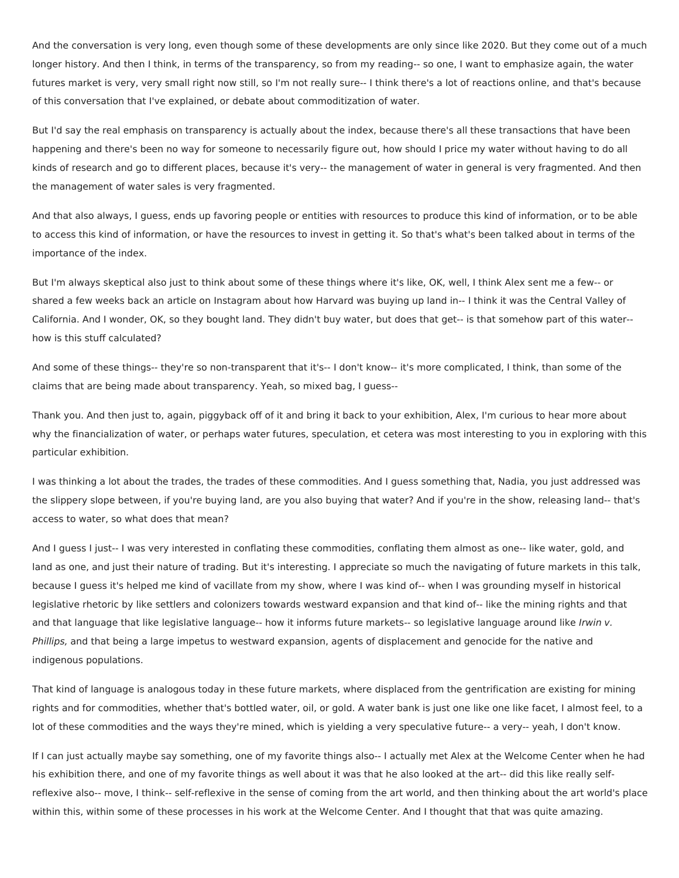And the conversation is very long, even though some of these developments are only since like 2020. But they come out of a much longer history. And then I think, in terms of the transparency, so from my reading-- so one, I want to emphasize again, the water futures market is very, very small right now still, so I'm not really sure-- I think there's a lot of reactions online, and that's because of this conversation that I've explained, or debate about commoditization of water.

But I'd say the real emphasis on transparency is actually about the index, because there's all these transactions that have been happening and there's been no way for someone to necessarily figure out, how should I price my water without having to do all kinds of research and go to different places, because it's very-- the management of water in general is very fragmented. And then the management of water sales is very fragmented.

And that also always, I guess, ends up favoring people or entities with resources to produce this kind of information, or to be able to access this kind of information, or have the resources to invest in getting it. So that's what's been talked about in terms of the importance of the index.

But I'm always skeptical also just to think about some of these things where it's like, OK, well, I think Alex sent me a few-- or shared a few weeks back an article on Instagram about how Harvard was buying up land in-- I think it was the Central Valley of California. And I wonder, OK, so they bought land. They didn't buy water, but does that get-- is that somehow part of this water-- how is this stuff calculated?

And some of these things-- they're so non-transparent that it's-- I don't know-- it's more complicated, I think, than some of the claims that are being made about transparency. Yeah, so mixed bag, I guess--

Thank you. And then just to, again, piggyback off of it and bring it back to your exhibition, Alex, I'm curious to hear more about why the financialization of water, or perhaps water futures, speculation, et cetera was most interesting to you in exploring with this particular exhibition.

I was thinking a lot about the trades, the trades of these commodities. And I guess something that, Nadia, you just addressed was the slippery slope between, if you're buying land, are you also buying that water? And if you're in the show, releasing land-- that's access to water, so what does that mean?

And I guess I just-- I was very interested in conflating these commodities, conflating them almost as one-- like water, gold, and land as one, and just their nature of trading. But it's interesting. I appreciate so much the navigating of future markets in this talk, because I guess it's helped me kind of vacillate from my show, where I was kind of-- when I was grounding myself in historical legislative rhetoric by like settlers and colonizers towards westward expansion and that kind of-- like the mining rights and that and that language that like legislative language-- how it informs future markets-- so legislative language around like *Irwin v. Phillips,* and that being a large impetus to westward expansion, agents of displacement and genocide for the native and indigenous populations.

That kind of language is analogous today in these future markets, where displaced from the gentrification are existing for mining rights and for commodities, whether that's bottled water, oil, or gold. A water bank is just one like one like facet, I almost feel, to a lot of these commodities and the ways they're mined, which is yielding a very speculative future-- a very-- yeah, I don't know.

If I can just actually maybe say something, one of my favorite things also-- I actually met Alex at the Welcome Center when he had his exhibition there, and one of my favorite things as well about it was that he also looked at the art-- did this like really self-reflexive also-- move, I think-- self-reflexive in the sense of coming from the art world, and then thinking about the art world's place within this, within some of these processes in his work at the Welcome Center. And I thought that that was quite amazing.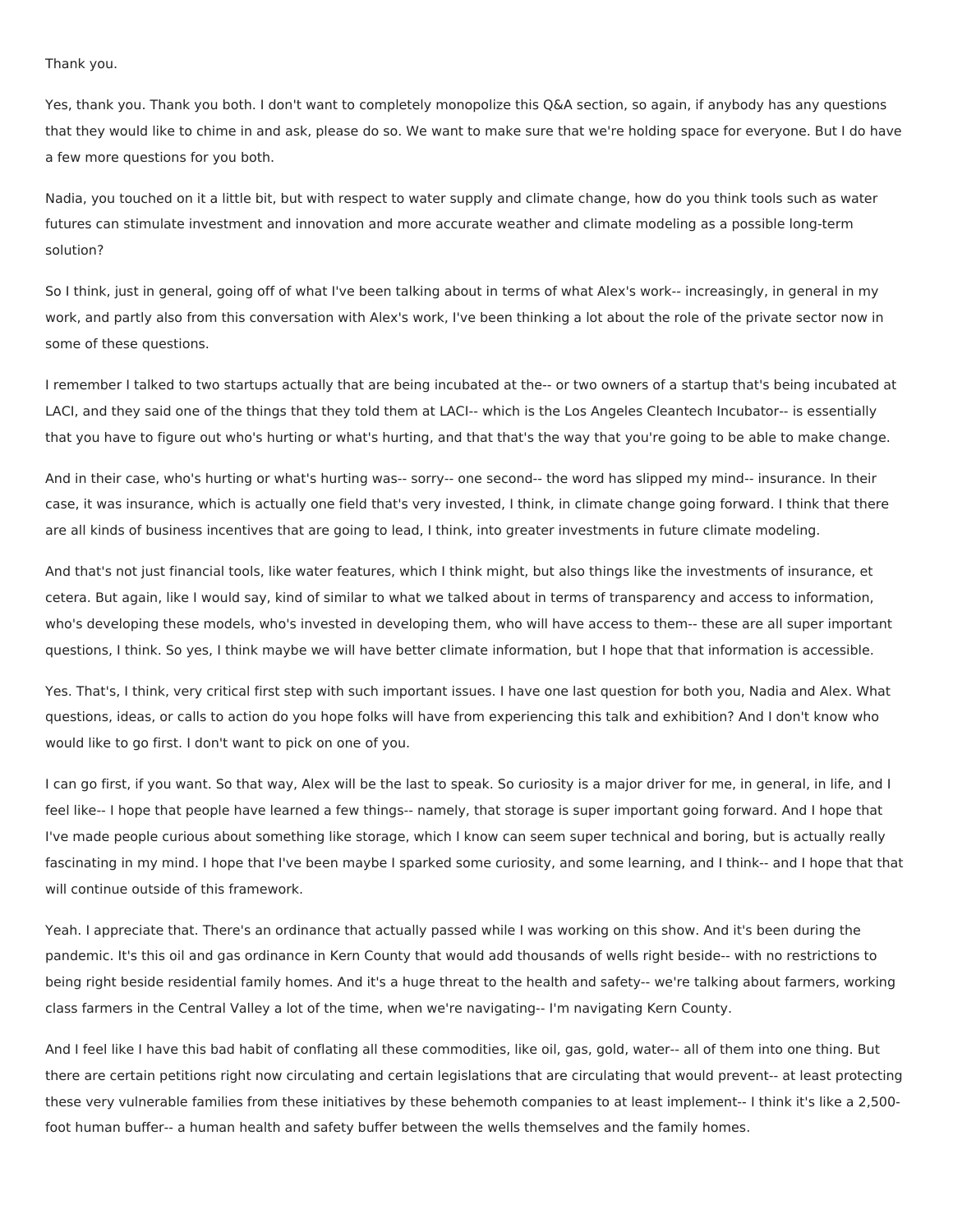Thank you.

Yes, thank you. Thank you both. I don't want to completely monopolize this Q&A section, so again, if anybody has any questions that they would like to chime in and ask, please do so. We want to make sure that we're holding space for everyone. But I do have a few more questions for you both.

Nadia, you touched on it a little bit, but with respect to water supply and climate change, how do you think tools such as water futures can stimulate investment and innovation and more accurate weather and climate modeling as a possible long-term solution?

So I think, just in general, going off of what I've been talking about in terms of what Alex's work-- increasingly, in general in my work, and partly also from this conversation with Alex's work, I've been thinking a lot about the role of the private sector now in some of these questions.

I remember I talked to two startups actually that are being incubated at the-- or two owners of a startup that's being incubated at LACI, and they said one of the things that they told them at LACI-- which is the Los Angeles Cleantech Incubator-- is essentially that you have to figure out who's hurting or what's hurting, and that that's the way that you're going to be able to make change.

And in their case, who's hurting or what's hurting was-- sorry-- one second-- the word has slipped my mind-- insurance. In their case, it was insurance, which is actually one field that's very invested, I think, in climate change going forward. I think that there are all kinds of business incentives that are going to lead, I think, into greater investments in future climate modeling.

And that's not just financial tools, like water features, which I think might, but also things like the investments of insurance, et cetera. But again, like I would say, kind of similar to what we talked about in terms of transparency and access to information, who's developing these models, who's invested in developing them, who will have access to them-- these are all super important questions, I think. So yes, I think maybe we will have better climate information, but I hope that that information is accessible.

Yes. That's, I think, very critical first step with such important issues. I have one last question for both you, Nadia and Alex. What questions, ideas, or calls to action do you hope folks will have from experiencing this talk and exhibition? And I don't know who would like to go first. I don't want to pick on one of you.

I can go first, if you want. So that way, Alex will be the last to speak. So curiosity is a major driver for me, in general, in life, and I feel like-- I hope that people have learned a few things-- namely, that storage is super important going forward. And I hope that I've made people curious about something like storage, which I know can seem super technical and boring, but is actually really fascinating in my mind. I hope that I've been maybe I sparked some curiosity, and some learning, and I think-- and I hope that that will continue outside of this framework.

Yeah. I appreciate that. There's an ordinance that actually passed while I was working on this show. And it's been during the pandemic. It's this oil and gas ordinance in Kern County that would add thousands of wells right beside-- with no restrictions to being right beside residential family homes. And it's a huge threat to the health and safety-- we're talking about farmers, working class farmers in the Central Valley a lot of the time, when we're navigating-- I'm navigating Kern County.

And I feel like I have this bad habit of conflating all these commodities, like oil, gas, gold, water-- all of them into one thing. But there are certain petitions right now circulating and certain legislations that are circulating that would prevent-- at least protecting these very vulnerable families from these initiatives by these behemoth companies to at least implement-- I think it's like a 2,500-foot human buffer-- a human health and safety buffer between the wells themselves and the family homes.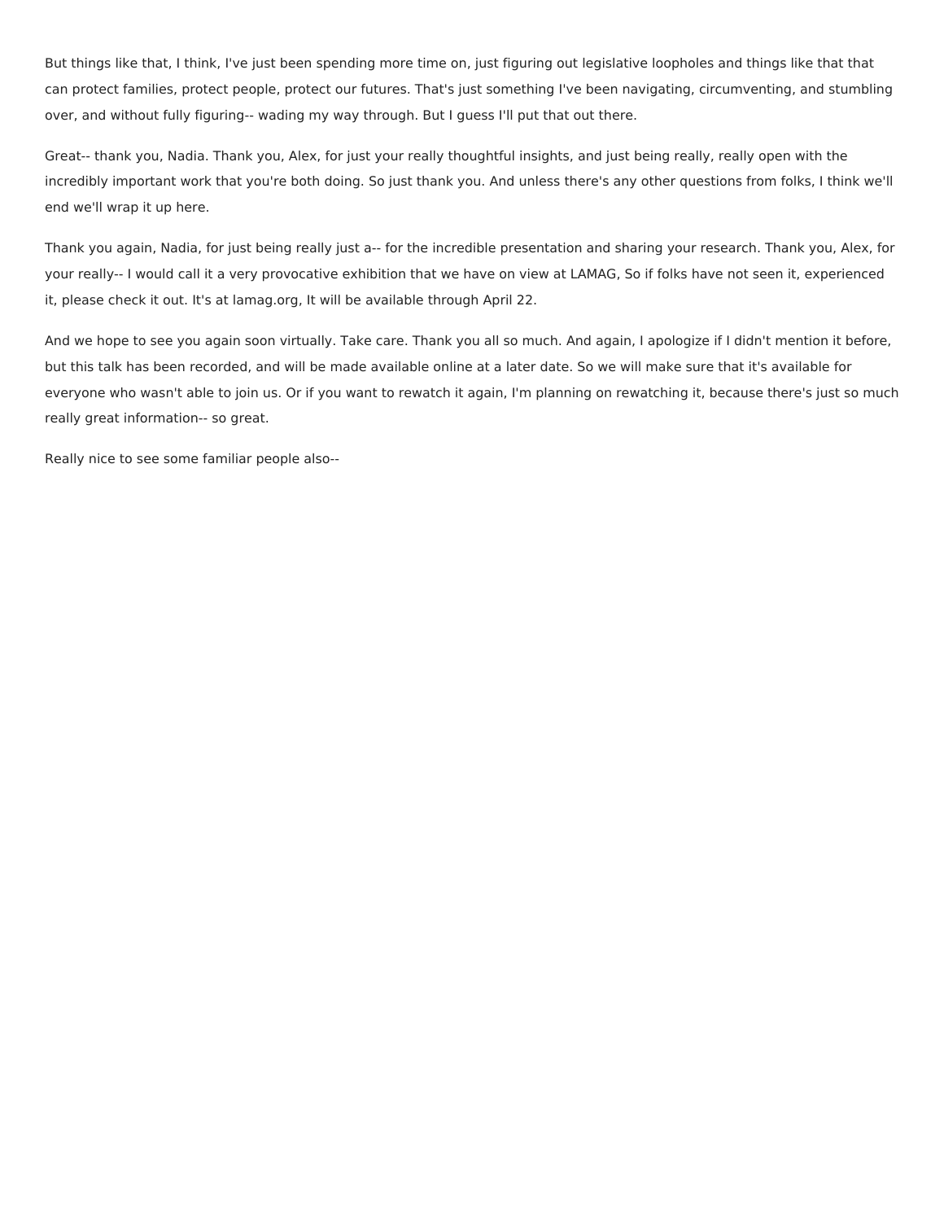But things like that, I think, I've just been spending more time on, just figuring out legislative loopholes and things like that that can protect families, protect people, protect our futures. That's just something I've been navigating, circumventing, and stumbling over, and without fully figuring-- wading my way through. But I guess I'll put that out there.

Great-- thank you, Nadia. Thank you, Alex, for just your really thoughtful insights, and just being really, really open with the incredibly important work that you're both doing. So just thank you. And unless there's any other questions from folks, I think we'll end we'll wrap it up here.

Thank you again, Nadia, for just being really just a-- for the incredible presentation and sharing your research. Thank you, Alex, for your really-- I would call it a very provocative exhibition that we have on view at LAMAG, So if folks have not seen it, experienced it, please check it out. It's at lamag.org, It will be available through April 22.

And we hope to see you again soon virtually. Take care. Thank you all so much. And again, I apologize if I didn't mention it before, but this talk has been recorded, and will be made available online at a later date. So we will make sure that it's available for everyone who wasn't able to join us. Or if you want to rewatch it again, I'm planning on rewatching it, because there's just so much really great information-- so great.

Really nice to see some familiar people also--